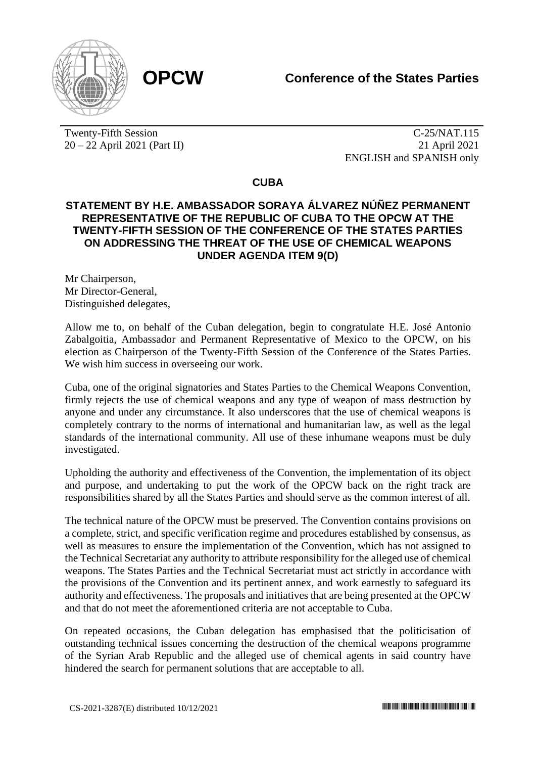**OPCW**

**Conference of the States Parties**

Twenty-Fifth Session
20 – 22 April 2021 (Part II)

C-25/NAT.115
21 April 2021
ENGLISH and SPANISH only

## CUBA

### STATEMENT BY H.E. AMBASSADOR SORAYA ÁLVAREZ NÚÑEZ PERMANENT REPRESENTATIVE OF THE REPUBLIC OF CUBA TO THE OPCW AT THE TWENTY-FIFTH SESSION OF THE CONFERENCE OF THE STATES PARTIES ON ADDRESSING THE THREAT OF THE USE OF CHEMICAL WEAPONS UNDER AGENDA ITEM 9(D)

Mr Chairperson,
Mr Director-General,
Distinguished delegates,

Allow me to, on behalf of the Cuban delegation, begin to congratulate H.E. José Antonio Zabalgoitia, Ambassador and Permanent Representative of Mexico to the OPCW, on his election as Chairperson of the Twenty-Fifth Session of the Conference of the States Parties. We wish him success in overseeing our work.

Cuba, one of the original signatories and States Parties to the Chemical Weapons Convention, firmly rejects the use of chemical weapons and any type of weapon of mass destruction by anyone and under any circumstance. It also underscores that the use of chemical weapons is completely contrary to the norms of international and humanitarian law, as well as the legal standards of the international community. All use of these inhumane weapons must be duly investigated.

Upholding the authority and effectiveness of the Convention, the implementation of its object and purpose, and undertaking to put the work of the OPCW back on the right track are responsibilities shared by all the States Parties and should serve as the common interest of all.

The technical nature of the OPCW must be preserved. The Convention contains provisions on a complete, strict, and specific verification regime and procedures established by consensus, as well as measures to ensure the implementation of the Convention, which has not assigned to the Technical Secretariat any authority to attribute responsibility for the alleged use of chemical weapons. The States Parties and the Technical Secretariat must act strictly in accordance with the provisions of the Convention and its pertinent annex, and work earnestly to safeguard its authority and effectiveness. The proposals and initiatives that are being presented at the OPCW and that do not meet the aforementioned criteria are not acceptable to Cuba.

On repeated occasions, the Cuban delegation has emphasised that the politicisation of outstanding technical issues concerning the destruction of the chemical weapons programme of the Syrian Arab Republic and the alleged use of chemical agents in said country have hindered the search for permanent solutions that are acceptable to all.

CS-2021-3287(E) distributed 10/12/2021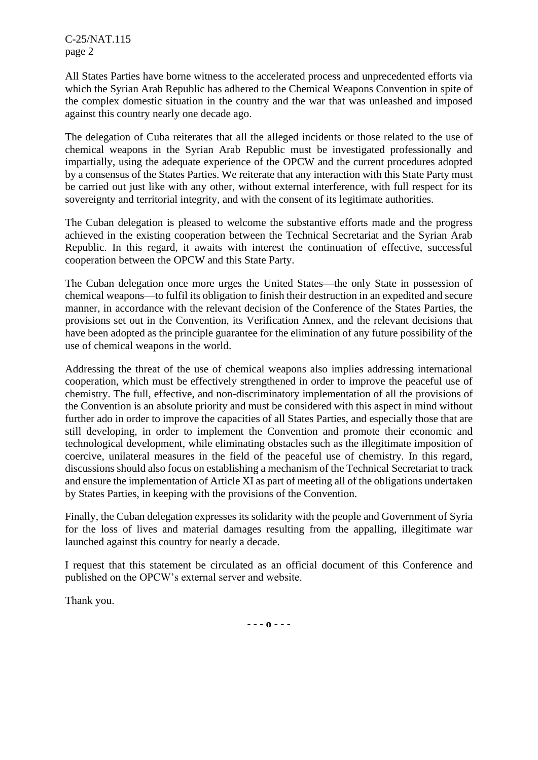All States Parties have borne witness to the accelerated process and unprecedented efforts via which the Syrian Arab Republic has adhered to the Chemical Weapons Convention in spite of the complex domestic situation in the country and the war that was unleashed and imposed against this country nearly one decade ago.

The delegation of Cuba reiterates that all the alleged incidents or those related to the use of chemical weapons in the Syrian Arab Republic must be investigated professionally and impartially, using the adequate experience of the OPCW and the current procedures adopted by a consensus of the States Parties. We reiterate that any interaction with this State Party must be carried out just like with any other, without external interference, with full respect for its sovereignty and territorial integrity, and with the consent of its legitimate authorities.

The Cuban delegation is pleased to welcome the substantive efforts made and the progress achieved in the existing cooperation between the Technical Secretariat and the Syrian Arab Republic. In this regard, it awaits with interest the continuation of effective, successful cooperation between the OPCW and this State Party.

The Cuban delegation once more urges the United States—the only State in possession of chemical weapons—to fulfil its obligation to finish their destruction in an expedited and secure manner, in accordance with the relevant decision of the Conference of the States Parties, the provisions set out in the Convention, its Verification Annex, and the relevant decisions that have been adopted as the principle guarantee for the elimination of any future possibility of the use of chemical weapons in the world.

Addressing the threat of the use of chemical weapons also implies addressing international cooperation, which must be effectively strengthened in order to improve the peaceful use of chemistry. The full, effective, and non-discriminatory implementation of all the provisions of the Convention is an absolute priority and must be considered with this aspect in mind without further ado in order to improve the capacities of all States Parties, and especially those that are still developing, in order to implement the Convention and promote their economic and technological development, while eliminating obstacles such as the illegitimate imposition of coercive, unilateral measures in the field of the peaceful use of chemistry. In this regard, discussions should also focus on establishing a mechanism of the Technical Secretariat to track and ensure the implementation of Article XI as part of meeting all of the obligations undertaken by States Parties, in keeping with the provisions of the Convention.

Finally, the Cuban delegation expresses its solidarity with the people and Government of Syria for the loss of lives and material damages resulting from the appalling, illegitimate war launched against this country for nearly a decade.

I request that this statement be circulated as an official document of this Conference and published on the OPCW's external server and website.

Thank you.

- - - o - - -